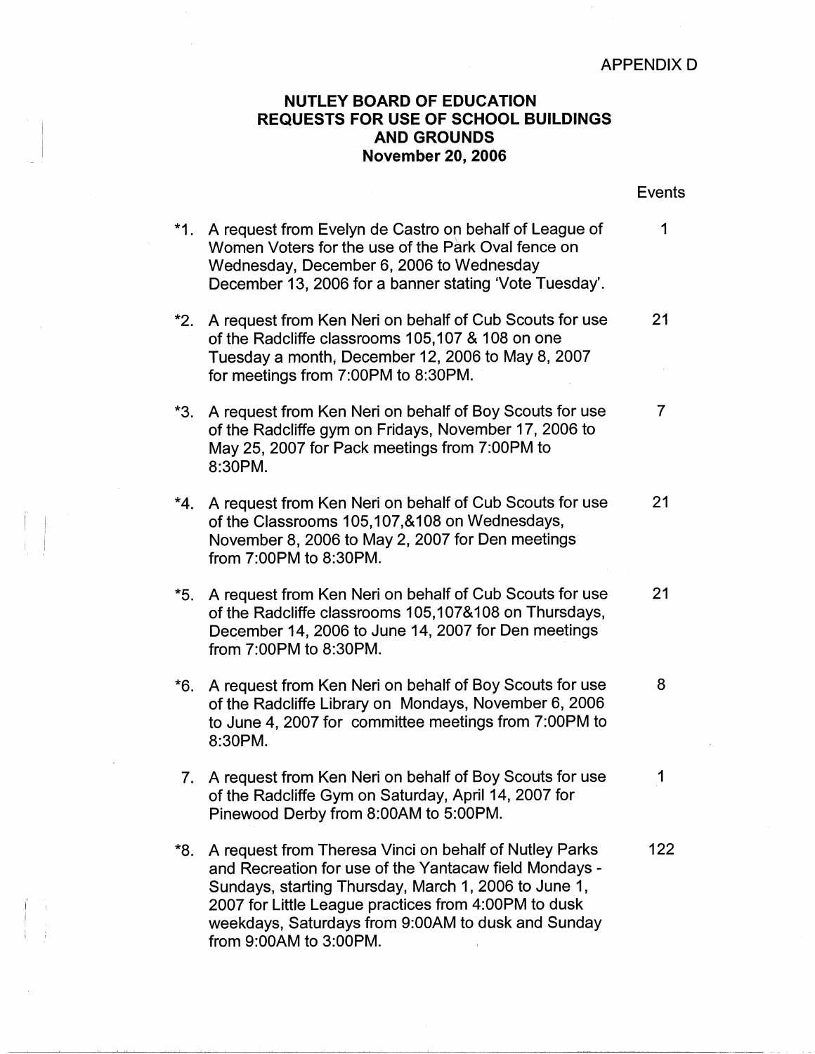APPENDIX D

# NUTLEY BOARD OF EDUCATION
## REQUESTS FOR USE OF SCHOOL BUILDINGS AND GROUNDS
### November 20, 2006

| | | Events |
|---|---|---|
| *1. | A request from Evelyn de Castro on behalf of League of Women Voters for the use of the Park Oval fence on Wednesday, December 6, 2006 to Wednesday December 13, 2006 for a banner stating 'Vote Tuesday'. | 1 |
| *2. | A request from Ken Neri on behalf of Cub Scouts for use of the Radcliffe classrooms 105,107 & 108 on one Tuesday a month, December 12, 2006 to May 8, 2007 for meetings from 7:00PM to 8:30PM. | 21 |
| *3. | A request from Ken Neri on behalf of Boy Scouts for use of the Radcliffe gym on Fridays, November 17, 2006 to May 25, 2007 for Pack meetings from 7:00PM to 8:30PM. | 7 |
| *4. | A request from Ken Neri on behalf of Cub Scouts for use of the Classrooms 105,107,&108 on Wednesdays, November 8, 2006 to May 2, 2007 for Den meetings from 7:00PM to 8:30PM. | 21 |
| *5. | A request from Ken Neri on behalf of Cub Scouts for use of the Radcliffe classrooms 105,107&108 on Thursdays, December 14, 2006 to June 14, 2007 for Den meetings from 7:00PM to 8:30PM. | 21 |
| *6. | A request from Ken Neri on behalf of Boy Scouts for use of the Radcliffe Library on Mondays, November 6, 2006 to June 4, 2007 for committee meetings from 7:00PM to 8:30PM. | 8 |
| 7. | A request from Ken Neri on behalf of Boy Scouts for use of the Radcliffe Gym on Saturday, April 14, 2007 for Pinewood Derby from 8:00AM to 5:00PM. | 1 |
| *8. | A request from Theresa Vinci on behalf of Nutley Parks and Recreation for use of the Yantacaw field Mondays - Sundays, starting Thursday, March 1, 2006 to June 1, 2007 for Little League practices from 4:00PM to dusk weekdays, Saturdays from 9:00AM to dusk and Sunday from 9:00AM to 3:00PM. | 122 |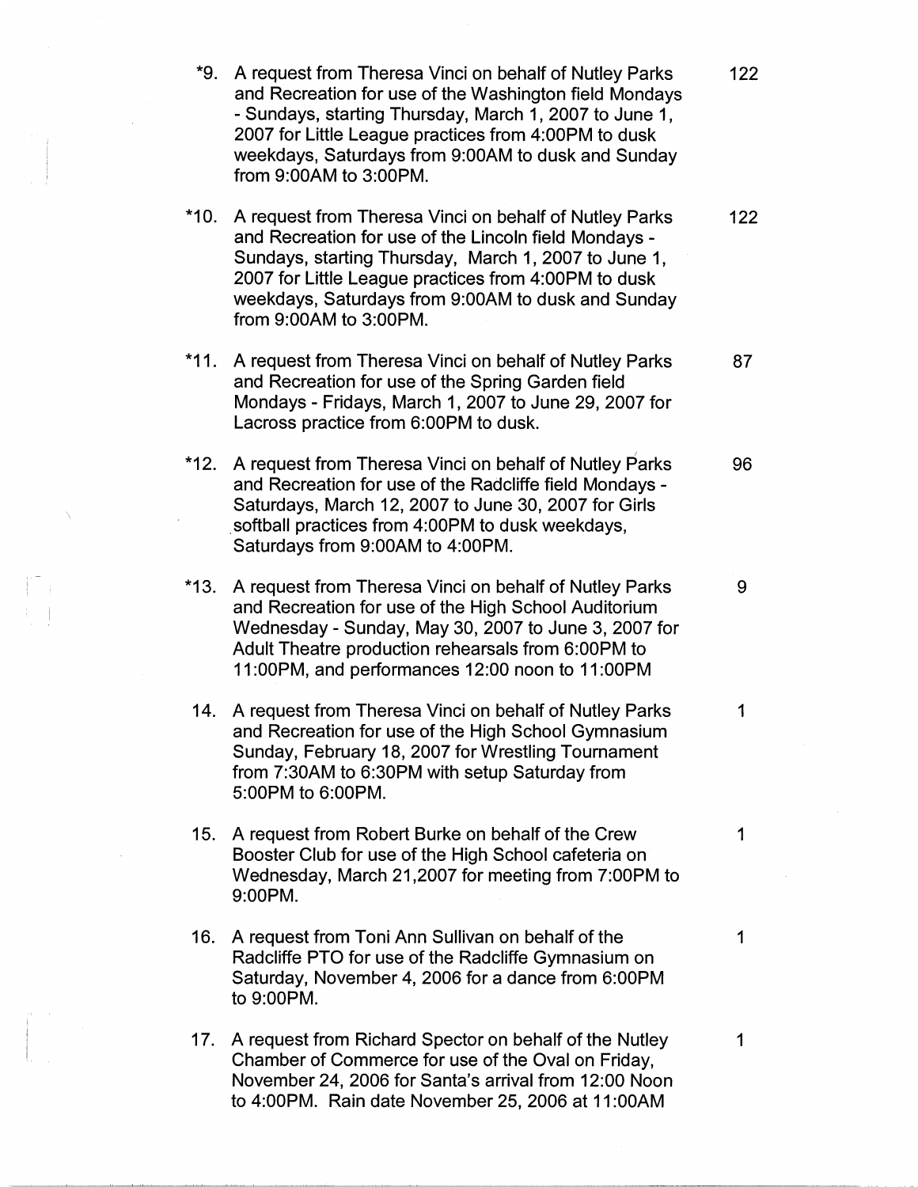| | | |
|---|---|---|
| *9. | A request from Theresa Vinci on behalf of Nutley Parks and Recreation for use of the Washington field Mondays - Sundays, starting Thursday, March 1, 2007 to June 1, 2007 for Little League practices from 4:00PM to dusk weekdays, Saturdays from 9:00AM to dusk and Sunday from 9:00AM to 3:00PM. | 122 |
| *10. | A request from Theresa Vinci on behalf of Nutley Parks and Recreation for use of the Lincoln field Mondays - Sundays, starting Thursday, March 1, 2007 to June 1, 2007 for Little League practices from 4:00PM to dusk weekdays, Saturdays from 9:00AM to dusk and Sunday from 9:00AM to 3:00PM. | 122 |
| *11. | A request from Theresa Vinci on behalf of Nutley Parks and Recreation for use of the Spring Garden field Mondays - Fridays, March 1, 2007 to June 29, 2007 for Lacross practice from 6:00PM to dusk. | 87 |
| *12. | A request from Theresa Vinci on behalf of Nutley Parks and Recreation for use of the Radcliffe field Mondays - Saturdays, March 12, 2007 to June 30, 2007 for Girls softball practices from 4:00PM to dusk weekdays, Saturdays from 9:00AM to 4:00PM. | 96 |
| *13. | A request from Theresa Vinci on behalf of Nutley Parks and Recreation for use of the High School Auditorium Wednesday - Sunday, May 30, 2007 to June 3, 2007 for Adult Theatre production rehearsals from 6:00PM to 11:00PM, and performances 12:00 noon to 11:00PM | 9 |
| 14. | A request from Theresa Vinci on behalf of Nutley Parks and Recreation for use of the High School Gymnasium Sunday, February 18, 2007 for Wrestling Tournament from 7:30AM to 6:30PM with setup Saturday from 5:00PM to 6:00PM. | 1 |
| 15. | A request from Robert Burke on behalf of the Crew Booster Club for use of the High School cafeteria on Wednesday, March 21,2007 for meeting from 7:00PM to 9:00PM. | 1 |
| 16. | A request from Toni Ann Sullivan on behalf of the Radcliffe PTO for use of the Radcliffe Gymnasium on Saturday, November 4, 2006 for a dance from 6:00PM to 9:00PM. | 1 |
| 17. | A request from Richard Spector on behalf of the Nutley Chamber of Commerce for use of the Oval on Friday, November 24, 2006 for Santa's arrival from 12:00 Noon to 4:00PM. Rain date November 25, 2006 at 11:00AM | 1 |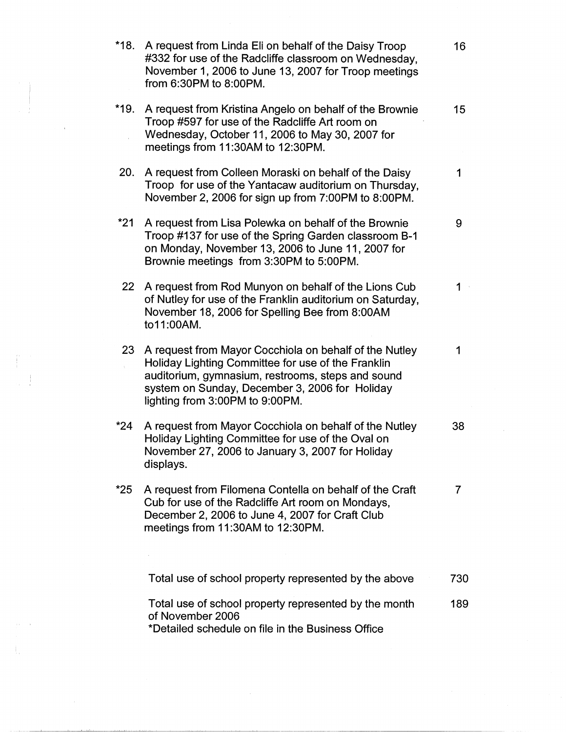| | | |
|---|---|---|
| *18. | A request from Linda Eli on behalf of the Daisy Troop #332 for use of the Radcliffe classroom on Wednesday, November 1, 2006 to June 13, 2007 for Troop meetings from 6:30PM to 8:00PM. | 16 |
| *19. | A request from Kristina Angelo on behalf of the Brownie Troop #597 for use of the Radcliffe Art room on Wednesday, October 11, 2006 to May 30, 2007 for meetings from 11:30AM to 12:30PM. | 15 |
| 20. | A request from Colleen Moraski on behalf of the Daisy Troop for use of the Yantacaw auditorium on Thursday, November 2, 2006 for sign up from 7:00PM to 8:00PM. | 1 |
| *21 | A request from Lisa Polewka on behalf of the Brownie Troop #137 for use of the Spring Garden classroom B-1 on Monday, November 13, 2006 to June 11, 2007 for Brownie meetings from 3:30PM to 5:00PM. | 9 |
| 22 | A request from Rod Munyon on behalf of the Lions Cub of Nutley for use of the Franklin auditorium on Saturday, November 18, 2006 for Spelling Bee from 8:00AM to11:00AM. | 1 |
| 23 | A request from Mayor Cocchiola on behalf of the Nutley Holiday Lighting Committee for use of the Franklin auditorium, gymnasium, restrooms, steps and sound system on Sunday, December 3, 2006 for Holiday lighting from 3:00PM to 9:00PM. | 1 |
| *24 | A request from Mayor Cocchiola on behalf of the Nutley Holiday Lighting Committee for use of the Oval on November 27, 2006 to January 3, 2007 for Holiday displays. | 38 |
| *25 | A request from Filomena Contella on behalf of the Craft Cub for use of the Radcliffe Art room on Mondays, December 2, 2006 to June 4, 2007 for Craft Club meetings from 11:30AM to 12:30PM. | 7 |

| | |
|---|---|
| Total use of school property represented by the above | 730 |
| Total use of school property represented by the month of November 2006 | 189 |

*Detailed schedule on file in the Business Office